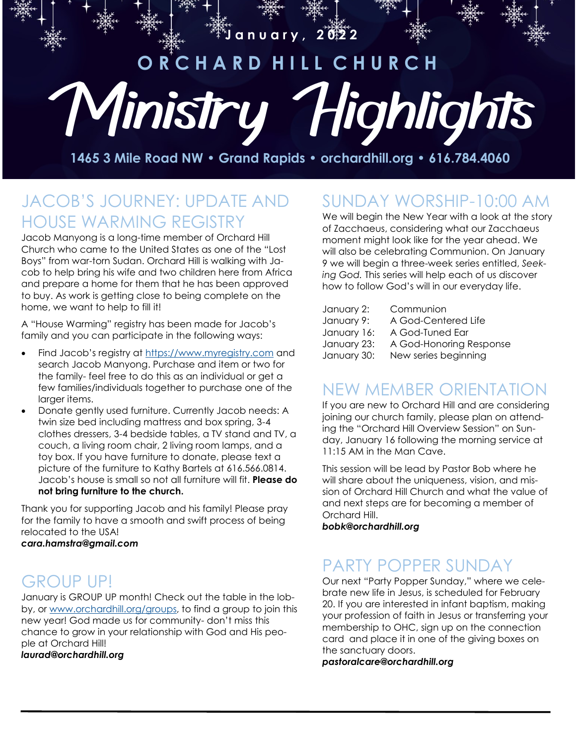January, 2022

# ORCHARD HILL CHURCH

# Ministry Highlights

**1465 3 Mile Road NW • Grand Rapids • orchardhill.org • 616.784.4060**

## JACOB'S JOURNEY: UPDATE AND HOUSE WARMING REGISTRY

Jacob Manyong is a long-time member of Orchard Hill Church who came to the United States as one of the "Lost Boys" from war-torn Sudan. Orchard Hill is walking with Jacob to help bring his wife and two children here from Africa and prepare a home for them that he has been approved to buy. As work is getting close to being complete on the home, we want to help to fill it!

A "House Warming" registry has been made for Jacob's family and you can participate in the following ways:

- Find Jacob's registry at https://www.myregistry.com and search Jacob Manyong. Purchase and item or two for the family- feel free to do this as an individual or get a few families/individuals together to purchase one of the larger items.
- Donate gently used furniture. Currently Jacob needs: A twin size bed including mattress and box spring, 3-4 clothes dressers, 3-4 bedside tables, a TV stand and TV, a couch, a living room chair, 2 living room lamps, and a toy box. If you have furniture to donate, please text a picture of the furniture to Kathy Bartels at 616.566.0814. Jacob's house is small so not all furniture will fit. **Please do not bring furniture to the church.**

Thank you for supporting Jacob and his family! Please pray for the family to have a smooth and swift process of being relocated to the USA!
***cara.hamstra@gmail.com***

## GROUP UP!

January is GROUP UP month! Check out the table in the lobby, or www.orchardhill.org/groups, to find a group to join this new year! God made us for community- don't miss this chance to grow in your relationship with God and His people at Orchard Hill!
***laurad@orchardhill.org***

## SUNDAY WORSHIP-10:00 AM

We will begin the New Year with a look at the story of Zacchaeus, considering what our Zacchaeus moment might look like for the year ahead. We will also be celebrating Communion. On January 9 we will begin a three-week series entitled, *Seeking God.* This series will help each of us discover how to follow God's will in our everyday life.

| | |
|---|---|
| January 2: | Communion |
| January 9: | A God-Centered Life |
| January 16: | A God-Tuned Ear |
| January 23: | A God-Honoring Response |
| January 30: | New series beginning |

## NEW MEMBER ORIENTATION

If you are new to Orchard Hill and are considering joining our church family, please plan on attending the "Orchard Hill Overview Session" on Sunday, January 16 following the morning service at 11:15 AM in the Man Cave.

This session will be lead by Pastor Bob where he will share about the uniqueness, vision, and mission of Orchard Hill Church and what the value of and next steps are for becoming a member of Orchard Hill.
***bobk@orchardhill.org***

## PARTY POPPER SUNDAY

Our next "Party Popper Sunday," where we celebrate new life in Jesus, is scheduled for February 20. If you are interested in infant baptism, making your profession of faith in Jesus or transferring your membership to OHC, sign up on the connection card and place it in one of the giving boxes on the sanctuary doors.
***pastoralcare@orchardhill.org***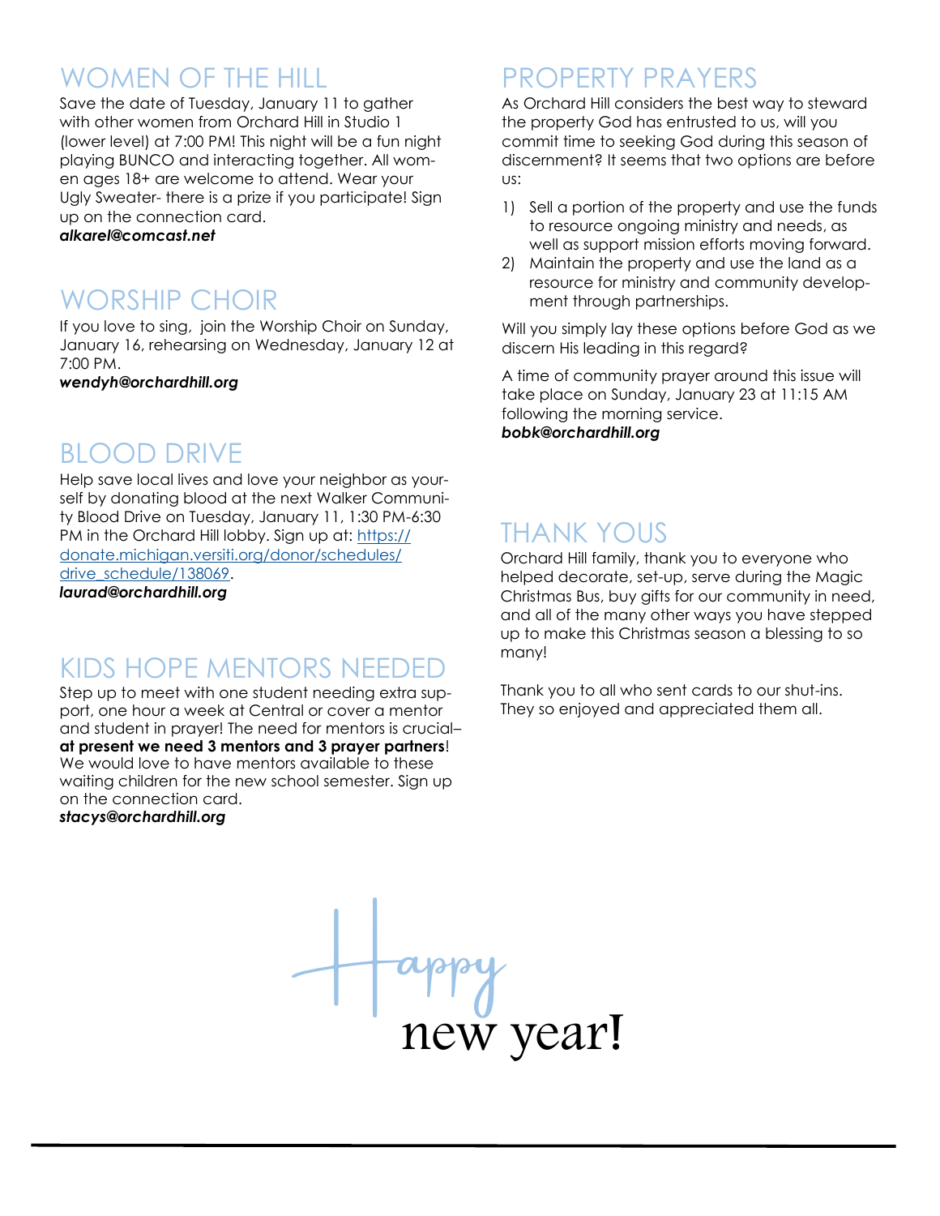## WOMEN OF THE HILL

Save the date of Tuesday, January 11 to gather with other women from Orchard Hill in Studio 1 (lower level) at 7:00 PM! This night will be a fun night playing BUNCO and interacting together. All women ages 18+ are welcome to attend. Wear your Ugly Sweater- there is a prize if you participate! Sign up on the connection card.

***alkarel@comcast.net***

## WORSHIP CHOIR

If you love to sing, join the Worship Choir on Sunday, January 16, rehearsing on Wednesday, January 12 at 7:00 PM.

***wendyh@orchardhill.org***

## BLOOD DRIVE

Help save local lives and love your neighbor as yourself by donating blood at the next Walker Community Blood Drive on Tuesday, January 11, 1:30 PM-6:30 PM in the Orchard Hill lobby. Sign up at: [https://donate.michigan.versiti.org/donor/schedules/drive_schedule/138069](https://donate.michigan.versiti.org/donor/schedules/drive_schedule/138069).

***laurad@orchardhill.org***

## KIDS HOPE MENTORS NEEDED

Step up to meet with one student needing extra support, one hour a week at Central or cover a mentor and student in prayer! The need for mentors is crucial– **at present we need 3 mentors and 3 prayer partners**! We would love to have mentors available to these waiting children for the new school semester. Sign up on the connection card.

***stacys@orchardhill.org***

## PROPERTY PRAYERS

As Orchard Hill considers the best way to steward the property God has entrusted to us, will you commit time to seeking God during this season of discernment? It seems that two options are before us:

1) Sell a portion of the property and use the funds to resource ongoing ministry and needs, as well as support mission efforts moving forward.
2) Maintain the property and use the land as a resource for ministry and community development through partnerships.

Will you simply lay these options before God as we discern His leading in this regard?

A time of community prayer around this issue will take place on Sunday, January 23 at 11:15 AM following the morning service.

***bobk@orchardhill.org***

## THANK YOUS

Orchard Hill family, thank you to everyone who helped decorate, set-up, serve during the Magic Christmas Bus, buy gifts for our community in need, and all of the many other ways you have stepped up to make this Christmas season a blessing to so many!

Thank you to all who sent cards to our shut-ins. They so enjoyed and appreciated them all.

Happy new year!